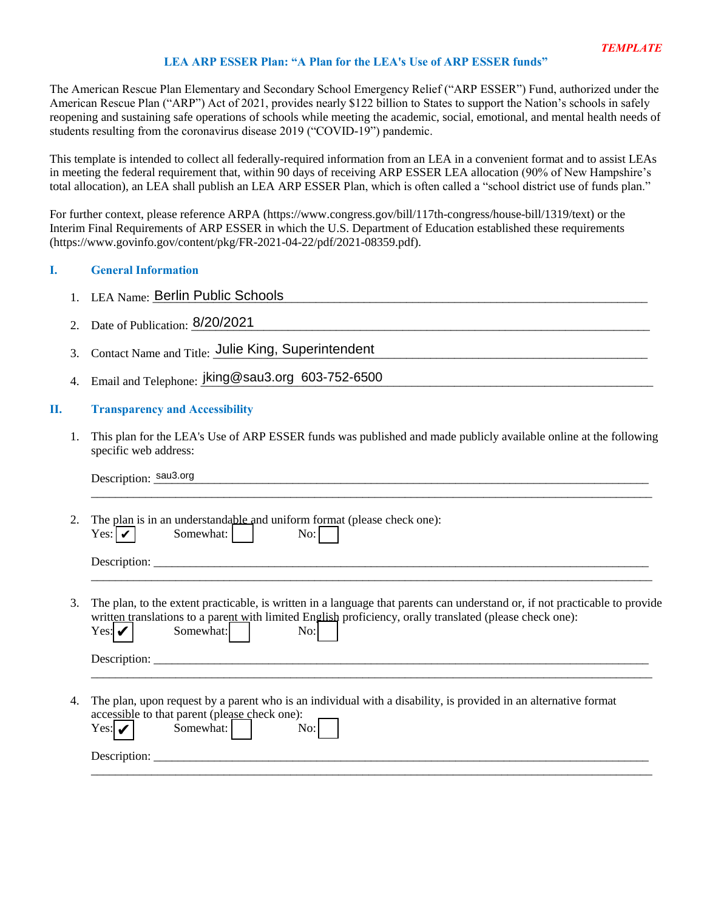*TEMPLATE*

# LEA ARP ESSER Plan: "A Plan for the LEA's Use of ARP ESSER funds"

The American Rescue Plan Elementary and Secondary School Emergency Relief ("ARP ESSER") Fund, authorized under the American Rescue Plan ("ARP") Act of 2021, provides nearly $122 billion to States to support the Nation's schools in safely reopening and sustaining safe operations of schools while meeting the academic, social, emotional, and mental health needs of students resulting from the coronavirus disease 2019 ("COVID-19") pandemic.

This template is intended to collect all federally-required information from an LEA in a convenient format and to assist LEAs in meeting the federal requirement that, within 90 days of receiving ARP ESSER LEA allocation (90% of New Hampshire's total allocation), an LEA shall publish an LEA ARP ESSER Plan, which is often called a "school district use of funds plan."

For further context, please reference ARPA (https://www.congress.gov/bill/117th-congress/house-bill/1319/text) or the Interim Final Requirements of ARP ESSER in which the U.S. Department of Education established these requirements (https://www.govinfo.gov/content/pkg/FR-2021-04-22/pdf/2021-08359.pdf).

## I. General Information

1. LEA Name: Berlin Public Schools
2. Date of Publication: 8/20/2021
3. Contact Name and Title: Julie King, Superintendent
4. Email and Telephone: jking@sau3.org 603-752-6500

## II. Transparency and Accessibility

1. This plan for the LEA's Use of ARP ESSER funds was published and made publicly available online at the following specific web address:

   Description: sau3.org

2. The plan is in an understandable and uniform format (please check one):
   Yes: ☑ Somewhat: ☐ No: ☐

   Description: \_\_\_\_\_\_\_\_\_\_

3. The plan, to the extent practicable, is written in a language that parents can understand or, if not practicable to provide written translations to a parent with limited English proficiency, orally translated (please check one):
   Yes: ☑ Somewhat: ☐ No: ☐

   Description: \_\_\_\_\_\_\_\_\_\_

4. The plan, upon request by a parent who is an individual with a disability, is provided in an alternative format accessible to that parent (please check one):
   Yes: ☑ Somewhat: ☐ No: ☐

   Description: \_\_\_\_\_\_\_\_\_\_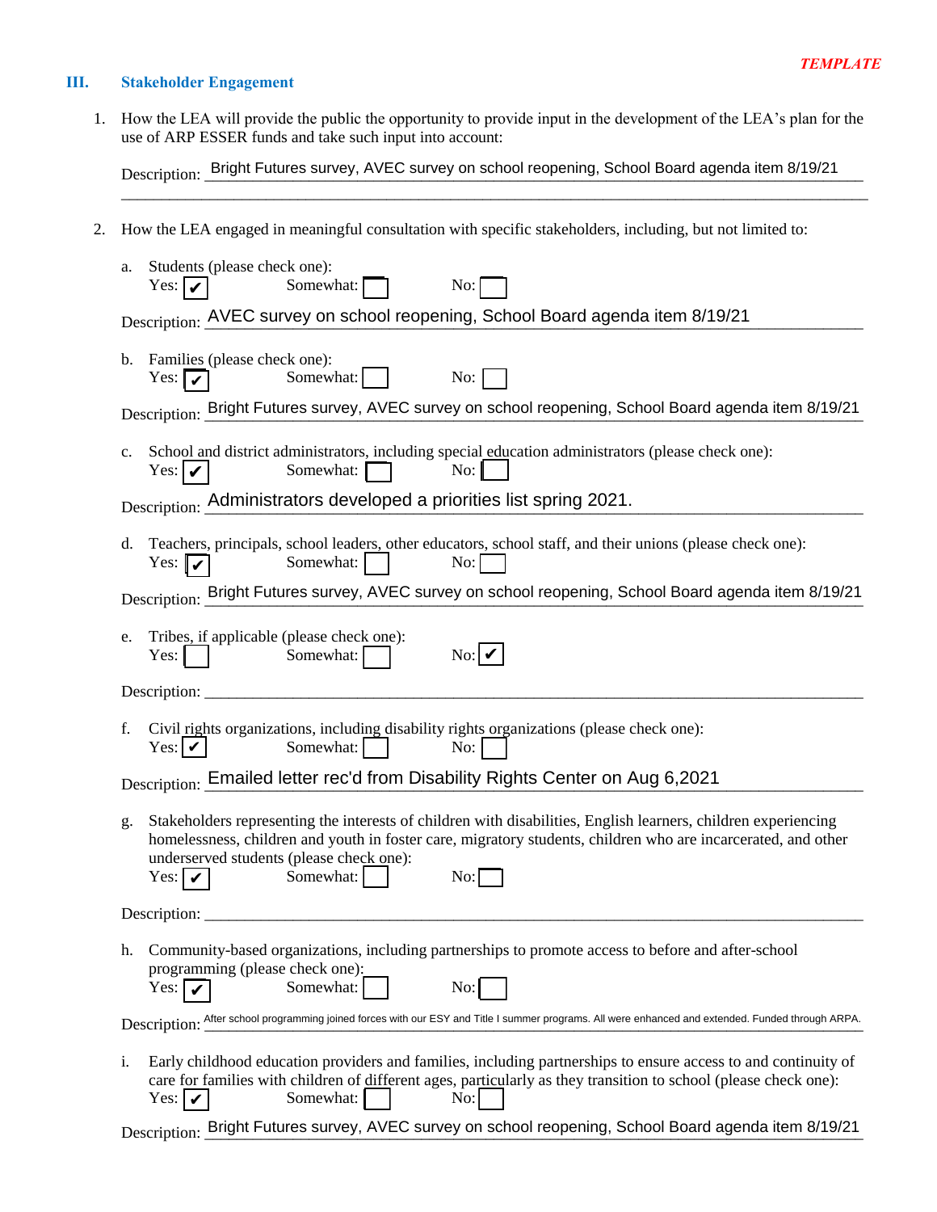*TEMPLATE*

## III. Stakeholder Engagement

1. How the LEA will provide the public the opportunity to provide input in the development of the LEA's plan for the use of ARP ESSER funds and take such input into account:

   Description: Bright Futures survey, AVEC survey on school reopening, School Board agenda item 8/19/21

2. How the LEA engaged in meaningful consultation with specific stakeholders, including, but not limited to:

   a. Students (please check one):
      Yes: ✔ Somewhat: ☐ No: ☐

      Description: AVEC survey on school reopening, School Board agenda item 8/19/21

   b. Families (please check one):
      Yes: ✔ Somewhat: ☐ No: ☐

      Description: Bright Futures survey, AVEC survey on school reopening, School Board agenda item 8/19/21

   c. School and district administrators, including special education administrators (please check one):
      Yes: ✔ Somewhat: ☐ No: ☐

      Description: Administrators developed a priorities list spring 2021.

   d. Teachers, principals, school leaders, other educators, school staff, and their unions (please check one):
      Yes: ✔ Somewhat: ☐ No: ☐

      Description: Bright Futures survey, AVEC survey on school reopening, School Board agenda item 8/19/21

   e. Tribes, if applicable (please check one):
      Yes: ☐ Somewhat: ☐ No: ✔

      Description: 

   f. Civil rights organizations, including disability rights organizations (please check one):
      Yes: ✔ Somewhat: ☐ No: ☐

      Description: Emailed letter rec'd from Disability Rights Center on Aug 6,2021

   g. Stakeholders representing the interests of children with disabilities, English learners, children experiencing homelessness, children and youth in foster care, migratory students, children who are incarcerated, and other underserved students (please check one):
      Yes: ✔ Somewhat: ☐ No: ☐

      Description: 

   h. Community-based organizations, including partnerships to promote access to before and after-school programming (please check one):
      Yes: ✔ Somewhat: ☐ No: ☐

      Description: After school programming joined forces with our ESY and Title I summer programs. All were enhanced and extended. Funded through ARPA.

   i. Early childhood education providers and families, including partnerships to ensure access to and continuity of care for families with children of different ages, particularly as they transition to school (please check one):
      Yes: ✔ Somewhat: ☐ No: ☐

      Description: Bright Futures survey, AVEC survey on school reopening, School Board agenda item 8/19/21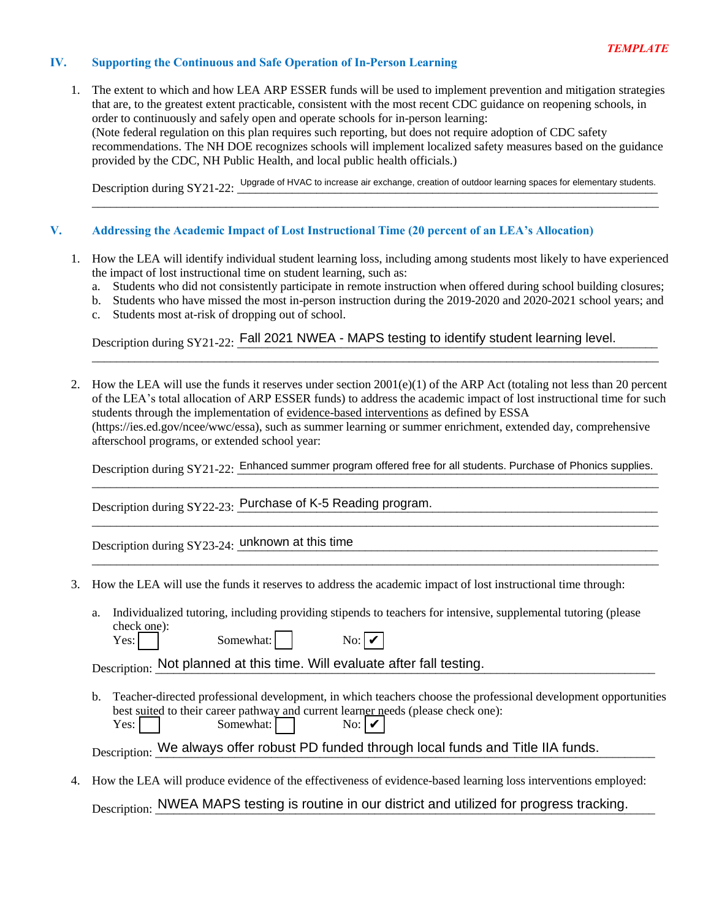*TEMPLATE*

## IV. Supporting the Continuous and Safe Operation of In-Person Learning

1. The extent to which and how LEA ARP ESSER funds will be used to implement prevention and mitigation strategies that are, to the greatest extent practicable, consistent with the most recent CDC guidance on reopening schools, in order to continuously and safely open and operate schools for in-person learning:
   (Note federal regulation on this plan requires such reporting, but does not require adoption of CDC safety recommendations. The NH DOE recognizes schools will implement localized safety measures based on the guidance provided by the CDC, NH Public Health, and local public health officials.)

   Description during SY21-22: Upgrade of HVAC to increase air exchange, creation of outdoor learning spaces for elementary students.

## V. Addressing the Academic Impact of Lost Instructional Time (20 percent of an LEA's Allocation)

1. How the LEA will identify individual student learning loss, including among students most likely to have experienced the impact of lost instructional time on student learning, such as:
   a. Students who did not consistently participate in remote instruction when offered during school building closures;
   b. Students who have missed the most in-person instruction during the 2019-2020 and 2020-2021 school years; and
   c. Students most at-risk of dropping out of school.

   Description during SY21-22: Fall 2021 NWEA - MAPS testing to identify student learning level.

2. How the LEA will use the funds it reserves under section 2001(e)(1) of the ARP Act (totaling not less than 20 percent of the LEA's total allocation of ARP ESSER funds) to address the academic impact of lost instructional time for such students through the implementation of evidence-based interventions as defined by ESSA (https://ies.ed.gov/ncee/wwc/essa), such as summer learning or summer enrichment, extended day, comprehensive afterschool programs, or extended school year:

   Description during SY21-22: Enhanced summer program offered free for all students. Purchase of Phonics supplies.

   Description during SY22-23: Purchase of K-5 Reading program.

   Description during SY23-24: unknown at this time

3. How the LEA will use the funds it reserves to address the academic impact of lost instructional time through:

   a. Individualized tutoring, including providing stipends to teachers for intensive, supplemental tutoring (please check one):
      Yes: ☐ Somewhat: ☐ No: ☑

   Description: Not planned at this time. Will evaluate after fall testing.

   b. Teacher-directed professional development, in which teachers choose the professional development opportunities best suited to their career pathway and current learner needs (please check one):
      Yes: ☐ Somewhat: ☐ No: ☑

   Description: We always offer robust PD funded through local funds and Title IIA funds.

4. How the LEA will produce evidence of the effectiveness of evidence-based learning loss interventions employed:

   Description: NWEA MAPS testing is routine in our district and utilized for progress tracking.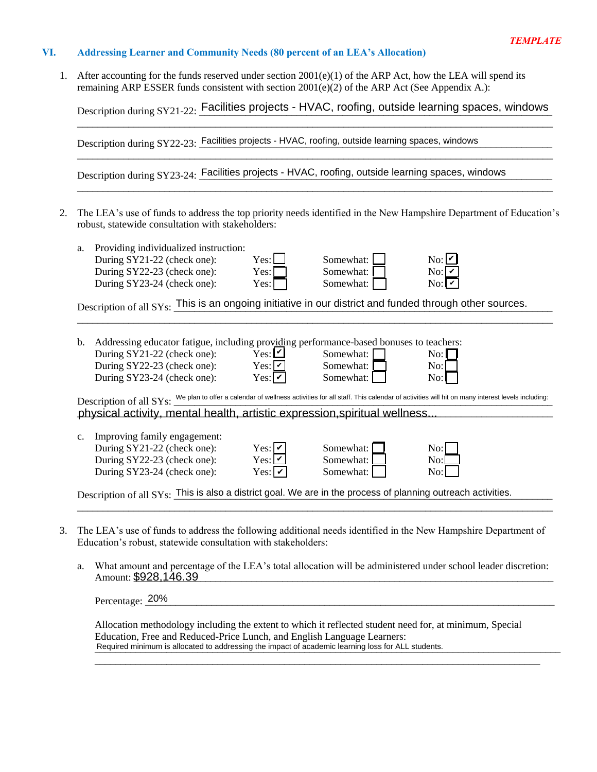*TEMPLATE*

## VI. Addressing Learner and Community Needs (80 percent of an LEA's Allocation)

1. After accounting for the funds reserved under section 2001(e)(1) of the ARP Act, how the LEA will spend its remaining ARP ESSER funds consistent with section 2001(e)(2) of the ARP Act (See Appendix A.):

   Description during SY21-22: Facilities projects - HVAC, roofing, outside learning spaces, windows

   Description during SY22-23: Facilities projects - HVAC, roofing, outside learning spaces, windows

   Description during SY23-24: Facilities projects - HVAC, roofing, outside learning spaces, windows

2. The LEA's use of funds to address the top priority needs identified in the New Hampshire Department of Education's robust, statewide consultation with stakeholders:

   a. Providing individualized instruction:

   | | Yes | Somewhat | No |
   |---|---|---|---|
   | During SY21-22 (check one): | ☐ | ☐ | ☑ |
   | During SY22-23 (check one): | ☐ | ☐ | ☑ |
   | During SY23-24 (check one): | ☐ | ☐ | ☑ |

   Description of all SYs: This is an ongoing initiative in our district and funded through other sources.

   b. Addressing educator fatigue, including providing performance-based bonuses to teachers:

   | | Yes | Somewhat | No |
   |---|---|---|---|
   | During SY21-22 (check one): | ☑ | ☐ | ☐ |
   | During SY22-23 (check one): | ☑ | ☐ | ☐ |
   | During SY23-24 (check one): | ☑ | ☐ | ☐ |

   Description of all SYs: We plan to offer a calendar of wellness activities for all staff. This calendar of activities will hit on many interest levels including: physical activity, mental health, artistic expression,spiritual wellness...

   c. Improving family engagement:

   | | Yes | Somewhat | No |
   |---|---|---|---|
   | During SY21-22 (check one): | ☑ | ☐ | ☐ |
   | During SY22-23 (check one): | ☑ | ☐ | ☐ |
   | During SY23-24 (check one): | ☑ | ☐ | ☐ |

   Description of all SYs: This is also a district goal. We are in the process of planning outreach activities.

3. The LEA's use of funds to address the following additional needs identified in the New Hampshire Department of Education's robust, statewide consultation with stakeholders:

   a. What amount and percentage of the LEA's total allocation will be administered under school leader discretion:
   Amount: $928,146.39

   Percentage: 20%

   Allocation methodology including the extent to which it reflected student need for, at minimum, Special Education, Free and Reduced-Price Lunch, and English Language Learners:
   Required minimum is allocated to addressing the impact of academic learning loss for ALL students.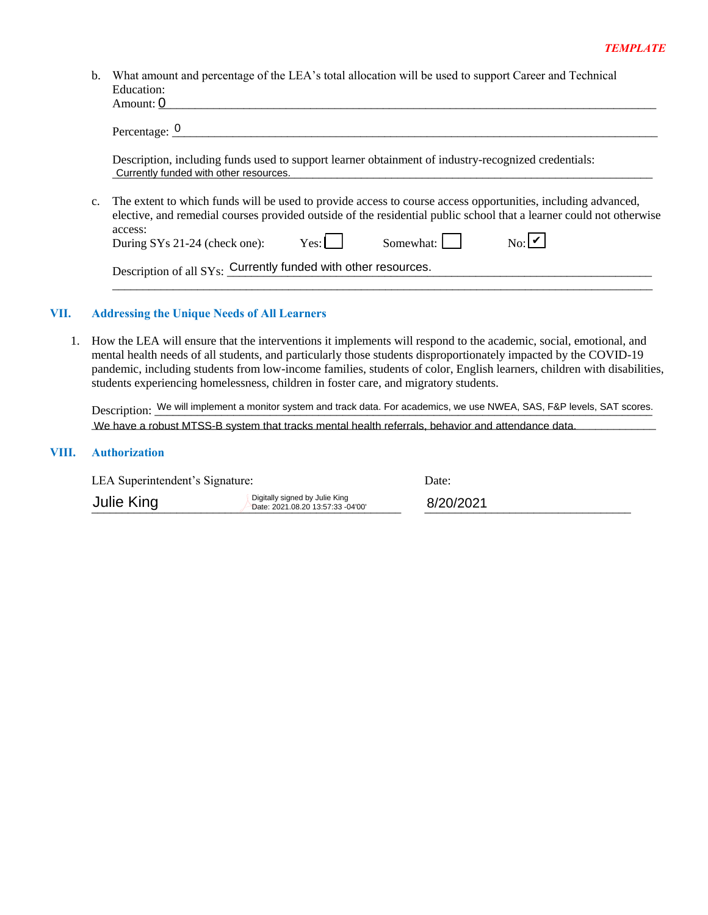*TEMPLATE*

b. What amount and percentage of the LEA's total allocation will be used to support Career and Technical Education:

Amount: 0

Percentage: 0

Description, including funds used to support learner obtainment of industry-recognized credentials:
Currently funded with other resources.

c. The extent to which funds will be used to provide access to course access opportunities, including advanced, elective, and remedial courses provided outside of the residential public school that a learner could not otherwise access:

During SYs 21-24 (check one): Yes: ☐ Somewhat: ☐ No: ☑

Description of all SYs: Currently funded with other resources.

## VII. Addressing the Unique Needs of All Learners

1. How the LEA will ensure that the interventions it implements will respond to the academic, social, emotional, and mental health needs of all students, and particularly those students disproportionately impacted by the COVID-19 pandemic, including students from low-income families, students of color, English learners, children with disabilities, students experiencing homelessness, children in foster care, and migratory students.

Description: We will implement a monitor system and track data. For academics, we use NWEA, SAS, F&P levels, SAT scores. We have a robust MTSS-B system that tracks mental health referrals, behavior and attendance data.

## VIII. Authorization

| LEA Superintendent's Signature: | Date: |
|---|---|
| Julie King (Digitally signed by Julie King, Date: 2021.08.20 13:57:33 -04'00') | 8/20/2021 |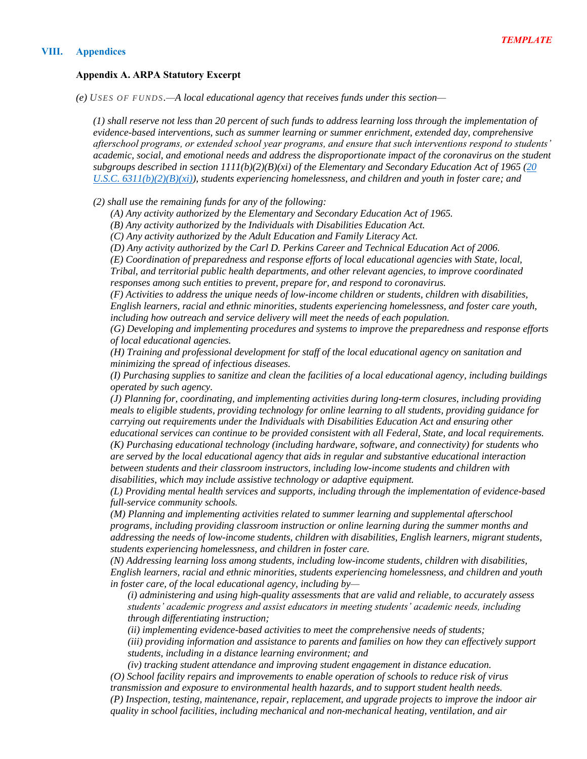*TEMPLATE*

## VIII. Appendices

### Appendix A. ARPA Statutory Excerpt

*(e)* *USES OF FUNDS.—A local educational agency that receives funds under this section—*

*(1) shall reserve not less than 20 percent of such funds to address learning loss through the implementation of evidence-based interventions, such as summer learning or summer enrichment, extended day, comprehensive afterschool programs, or extended school year programs, and ensure that such interventions respond to students' academic, social, and emotional needs and address the disproportionate impact of the coronavirus on the student subgroups described in section 1111(b)(2)(B)(xi) of the Elementary and Secondary Education Act of 1965 ([20 U.S.C. 6311(b)(2)(B)(xi)](20 U.S.C. 6311(b)(2)(B)(xi))), students experiencing homelessness, and children and youth in foster care; and*

*(2) shall use the remaining funds for any of the following:*

*(A) Any activity authorized by the Elementary and Secondary Education Act of 1965.*
*(B) Any activity authorized by the Individuals with Disabilities Education Act.*
*(C) Any activity authorized by the Adult Education and Family Literacy Act.*
*(D) Any activity authorized by the Carl D. Perkins Career and Technical Education Act of 2006.*
*(E) Coordination of preparedness and response efforts of local educational agencies with State, local, Tribal, and territorial public health departments, and other relevant agencies, to improve coordinated responses among such entities to prevent, prepare for, and respond to coronavirus.*
*(F) Activities to address the unique needs of low-income children or students, children with disabilities, English learners, racial and ethnic minorities, students experiencing homelessness, and foster care youth, including how outreach and service delivery will meet the needs of each population.*
*(G) Developing and implementing procedures and systems to improve the preparedness and response efforts of local educational agencies.*
*(H) Training and professional development for staff of the local educational agency on sanitation and minimizing the spread of infectious diseases.*
*(I) Purchasing supplies to sanitize and clean the facilities of a local educational agency, including buildings operated by such agency.*
*(J) Planning for, coordinating, and implementing activities during long-term closures, including providing meals to eligible students, providing technology for online learning to all students, providing guidance for carrying out requirements under the Individuals with Disabilities Education Act and ensuring other educational services can continue to be provided consistent with all Federal, State, and local requirements.*
*(K) Purchasing educational technology (including hardware, software, and connectivity) for students who are served by the local educational agency that aids in regular and substantive educational interaction between students and their classroom instructors, including low-income students and children with disabilities, which may include assistive technology or adaptive equipment.*
*(L) Providing mental health services and supports, including through the implementation of evidence-based full-service community schools.*
*(M) Planning and implementing activities related to summer learning and supplemental afterschool programs, including providing classroom instruction or online learning during the summer months and addressing the needs of low-income students, children with disabilities, English learners, migrant students, students experiencing homelessness, and children in foster care.*
*(N) Addressing learning loss among students, including low-income students, children with disabilities, English learners, racial and ethnic minorities, students experiencing homelessness, and children and youth in foster care, of the local educational agency, including by—*

*(i) administering and using high-quality assessments that are valid and reliable, to accurately assess students' academic progress and assist educators in meeting students' academic needs, including through differentiating instruction;*
*(ii) implementing evidence-based activities to meet the comprehensive needs of students;*
*(iii) providing information and assistance to parents and families on how they can effectively support students, including in a distance learning environment; and*
*(iv) tracking student attendance and improving student engagement in distance education.*

*(O) School facility repairs and improvements to enable operation of schools to reduce risk of virus transmission and exposure to environmental health hazards, and to support student health needs.*
*(P) Inspection, testing, maintenance, repair, replacement, and upgrade projects to improve the indoor air quality in school facilities, including mechanical and non-mechanical heating, ventilation, and air*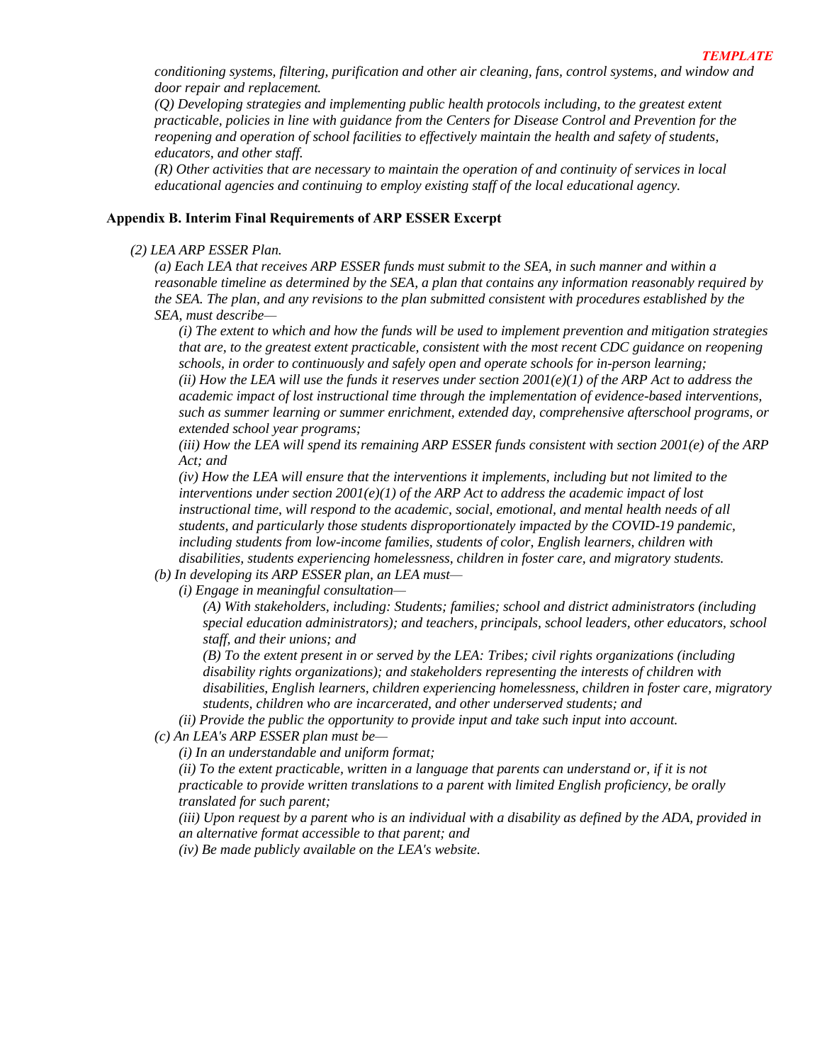*conditioning systems, filtering, purification and other air cleaning, fans, control systems, and window and door repair and replacement.*

*(Q) Developing strategies and implementing public health protocols including, to the greatest extent practicable, policies in line with guidance from the Centers for Disease Control and Prevention for the reopening and operation of school facilities to effectively maintain the health and safety of students, educators, and other staff.*

*(R) Other activities that are necessary to maintain the operation of and continuity of services in local educational agencies and continuing to employ existing staff of the local educational agency.*

**Appendix B. Interim Final Requirements of ARP ESSER Excerpt**

*(2) LEA ARP ESSER Plan.*

*(a) Each LEA that receives ARP ESSER funds must submit to the SEA, in such manner and within a reasonable timeline as determined by the SEA, a plan that contains any information reasonably required by the SEA. The plan, and any revisions to the plan submitted consistent with procedures established by the SEA, must describe—*

*(i) The extent to which and how the funds will be used to implement prevention and mitigation strategies that are, to the greatest extent practicable, consistent with the most recent CDC guidance on reopening schools, in order to continuously and safely open and operate schools for in-person learning;*

*(ii) How the LEA will use the funds it reserves under section 2001(e)(1) of the ARP Act to address the academic impact of lost instructional time through the implementation of evidence-based interventions, such as summer learning or summer enrichment, extended day, comprehensive afterschool programs, or extended school year programs;*

*(iii) How the LEA will spend its remaining ARP ESSER funds consistent with section 2001(e) of the ARP Act; and*

*(iv) How the LEA will ensure that the interventions it implements, including but not limited to the interventions under section 2001(e)(1) of the ARP Act to address the academic impact of lost instructional time, will respond to the academic, social, emotional, and mental health needs of all students, and particularly those students disproportionately impacted by the COVID-19 pandemic, including students from low-income families, students of color, English learners, children with disabilities, students experiencing homelessness, children in foster care, and migratory students.*

*(b) In developing its ARP ESSER plan, an LEA must—*

*(i) Engage in meaningful consultation—*

*(A) With stakeholders, including: Students; families; school and district administrators (including special education administrators); and teachers, principals, school leaders, other educators, school staff, and their unions; and*

*(B) To the extent present in or served by the LEA: Tribes; civil rights organizations (including disability rights organizations); and stakeholders representing the interests of children with disabilities, English learners, children experiencing homelessness, children in foster care, migratory students, children who are incarcerated, and other underserved students; and*

*(ii) Provide the public the opportunity to provide input and take such input into account.*

*(c) An LEA's ARP ESSER plan must be—*

*(i) In an understandable and uniform format;*

*(ii) To the extent practicable, written in a language that parents can understand or, if it is not practicable to provide written translations to a parent with limited English proficiency, be orally translated for such parent;*

*(iii) Upon request by a parent who is an individual with a disability as defined by the ADA, provided in an alternative format accessible to that parent; and*

*(iv) Be made publicly available on the LEA's website.*